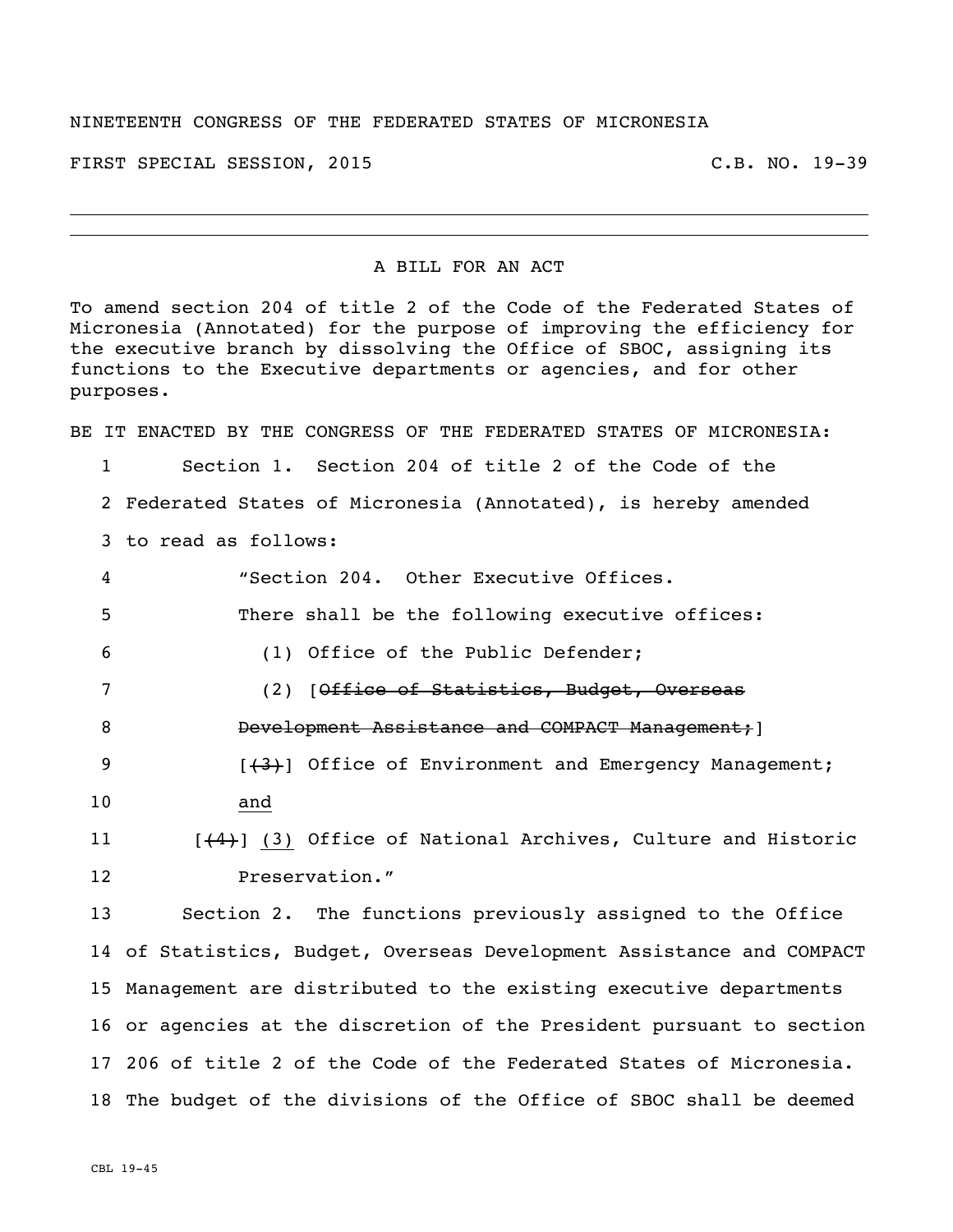NINETEENTH CONGRESS OF THE FEDERATED STATES OF MICRONESIA

FIRST SPECIAL SESSION, 2015 C.B. NO. 19-39

---

A BILL FOR AN ACT

To amend section 204 of title 2 of the Code of the Federated States of Micronesia (Annotated) for the purpose of improving the efficiency for the executive branch by dissolving the Office of SBOC, assigning its functions to the Executive departments or agencies, and for other purposes.

BE IT ENACTED BY THE CONGRESS OF THE FEDERATED STATES OF MICRONESIA:

1 Section 1. Section 204 of title 2 of the Code of the
2 Federated States of Micronesia (Annotated), is hereby amended
3 to read as follows:

4 "Section 204. Other Executive Offices.
5 There shall be the following executive offices:
6 (1) Office of the Public Defender;
7 (2) [~~Office of Statistics, Budget, Overseas~~
8 ~~Development Assistance and COMPACT Management;~~]
9 [~~(3)~~] Office of Environment and Emergency Management;
10 <u>and</u>
11 [~~(4)~~] <u>(3)</u> Office of National Archives, Culture and Historic
12 Preservation."

13 Section 2. The functions previously assigned to the Office
14 of Statistics, Budget, Overseas Development Assistance and COMPACT
15 Management are distributed to the existing executive departments
16 or agencies at the discretion of the President pursuant to section
17 206 of title 2 of the Code of the Federated States of Micronesia.
18 The budget of the divisions of the Office of SBOC shall be deemed

CBL 19-45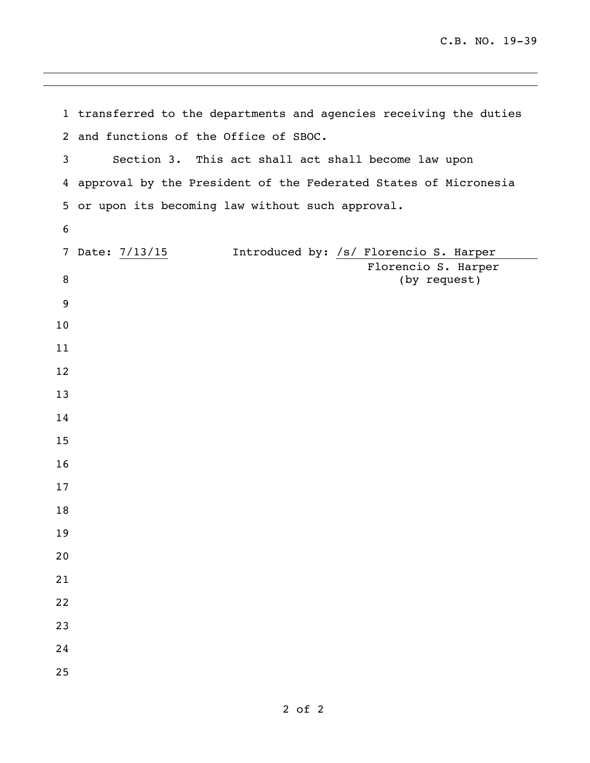transferred to the departments and agencies receiving the duties and functions of the Office of SBOC.

Section 3. This act shall act shall become law upon approval by the President of the Federated States of Micronesia or upon its becoming law without such approval.

Date: 7/13/15

Introduced by: /s/ Florencio S. Harper

Florencio S. Harper
(by request)